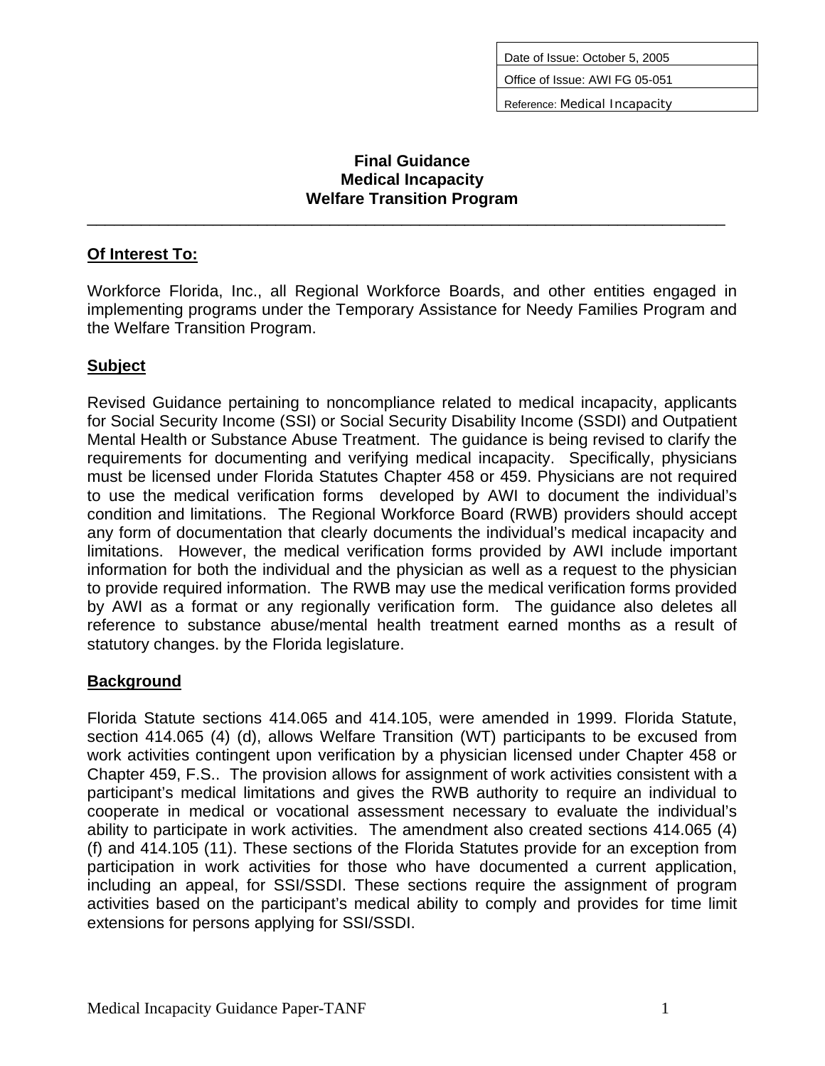| Date of Issue: October 5, 2005 |
|---|
| Office of Issue: AWI FG 05-051 |
| Reference: Medical Incapacity |

# Final Guidance
# Medical Incapacity
# Welfare Transition Program

---

## Of Interest To:

Workforce Florida, Inc., all Regional Workforce Boards, and other entities engaged in implementing programs under the Temporary Assistance for Needy Families Program and the Welfare Transition Program.

## Subject

Revised Guidance pertaining to noncompliance related to medical incapacity, applicants for Social Security Income (SSI) or Social Security Disability Income (SSDI) and Outpatient Mental Health or Substance Abuse Treatment. The guidance is being revised to clarify the requirements for documenting and verifying medical incapacity. Specifically, physicians must be licensed under Florida Statutes Chapter 458 or 459. Physicians are not required to use the medical verification forms developed by AWI to document the individual's condition and limitations. The Regional Workforce Board (RWB) providers should accept any form of documentation that clearly documents the individual's medical incapacity and limitations. However, the medical verification forms provided by AWI include important information for both the individual and the physician as well as a request to the physician to provide required information. The RWB may use the medical verification forms provided by AWI as a format or any regionally verification form. The guidance also deletes all reference to substance abuse/mental health treatment earned months as a result of statutory changes. by the Florida legislature.

## Background

Florida Statute sections 414.065 and 414.105, were amended in 1999. Florida Statute, section 414.065 (4) (d), allows Welfare Transition (WT) participants to be excused from work activities contingent upon verification by a physician licensed under Chapter 458 or Chapter 459, F.S.. The provision allows for assignment of work activities consistent with a participant's medical limitations and gives the RWB authority to require an individual to cooperate in medical or vocational assessment necessary to evaluate the individual's ability to participate in work activities. The amendment also created sections 414.065 (4) (f) and 414.105 (11). These sections of the Florida Statutes provide for an exception from participation in work activities for those who have documented a current application, including an appeal, for SSI/SSDI. These sections require the assignment of program activities based on the participant's medical ability to comply and provides for time limit extensions for persons applying for SSI/SSDI.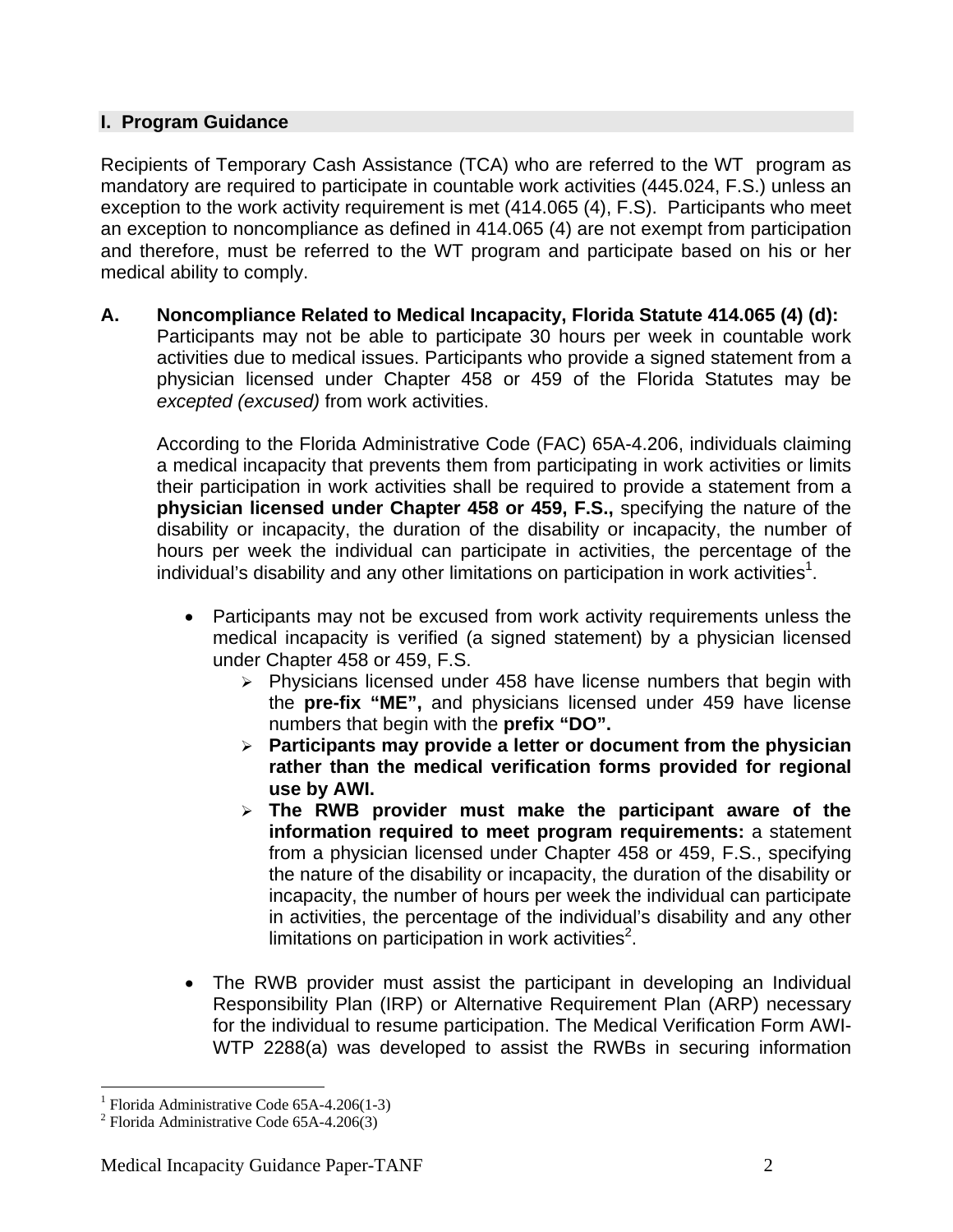## I. Program Guidance

Recipients of Temporary Cash Assistance (TCA) who are referred to the WT program as mandatory are required to participate in countable work activities (445.024, F.S.) unless an exception to the work activity requirement is met (414.065 (4), F.S). Participants who meet an exception to noncompliance as defined in 414.065 (4) are not exempt from participation and therefore, must be referred to the WT program and participate based on his or her medical ability to comply.

### A. Noncompliance Related to Medical Incapacity, Florida Statute 414.065 (4) (d):

Participants may not be able to participate 30 hours per week in countable work activities due to medical issues. Participants who provide a signed statement from a physician licensed under Chapter 458 or 459 of the Florida Statutes may be *excepted (excused)* from work activities.

According to the Florida Administrative Code (FAC) 65A-4.206, individuals claiming a medical incapacity that prevents them from participating in work activities or limits their participation in work activities shall be required to provide a statement from a **physician licensed under Chapter 458 or 459, F.S.,** specifying the nature of the disability or incapacity, the duration of the disability or incapacity, the number of hours per week the individual can participate in activities, the percentage of the individual's disability and any other limitations on participation in work activities[1].

- Participants may not be excused from work activity requirements unless the medical incapacity is verified (a signed statement) by a physician licensed under Chapter 458 or 459, F.S.
  - Physicians licensed under 458 have license numbers that begin with the **pre-fix "ME",** and physicians licensed under 459 have license numbers that begin with the **prefix "DO".**
  - **Participants may provide a letter or document from the physician rather than the medical verification forms provided for regional use by AWI.**
  - **The RWB provider must make the participant aware of the information required to meet program requirements:** a statement from a physician licensed under Chapter 458 or 459, F.S., specifying the nature of the disability or incapacity, the duration of the disability or incapacity, the number of hours per week the individual can participate in activities, the percentage of the individual's disability and any other limitations on participation in work activities[2].
- The RWB provider must assist the participant in developing an Individual Responsibility Plan (IRP) or Alternative Requirement Plan (ARP) necessary for the individual to resume participation. The Medical Verification Form AWI-WTP 2288(a) was developed to assist the RWBs in securing information

[1] Florida Administrative Code 65A-4.206(1-3)

[2] Florida Administrative Code 65A-4.206(3)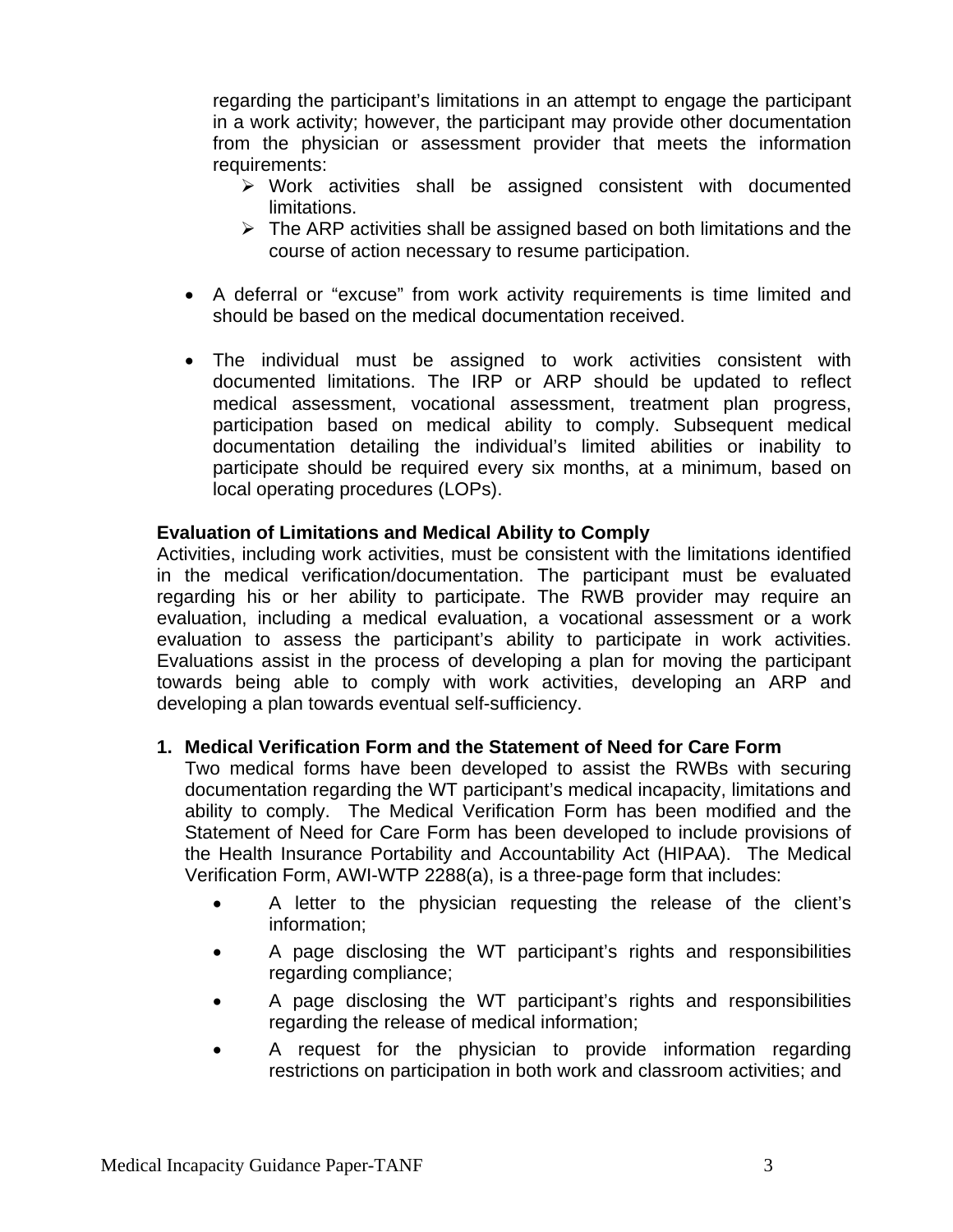regarding the participant's limitations in an attempt to engage the participant in a work activity; however, the participant may provide other documentation from the physician or assessment provider that meets the information requirements:

  - Work activities shall be assigned consistent with documented limitations.
  - The ARP activities shall be assigned based on both limitations and the course of action necessary to resume participation.

- A deferral or "excuse" from work activity requirements is time limited and should be based on the medical documentation received.

- The individual must be assigned to work activities consistent with documented limitations. The IRP or ARP should be updated to reflect medical assessment, vocational assessment, treatment plan progress, participation based on medical ability to comply. Subsequent medical documentation detailing the individual's limited abilities or inability to participate should be required every six months, at a minimum, based on local operating procedures (LOPs).

**Evaluation of Limitations and Medical Ability to Comply**

Activities, including work activities, must be consistent with the limitations identified in the medical verification/documentation. The participant must be evaluated regarding his or her ability to participate. The RWB provider may require an evaluation, including a medical evaluation, a vocational assessment or a work evaluation to assess the participant's ability to participate in work activities. Evaluations assist in the process of developing a plan for moving the participant towards being able to comply with work activities, developing an ARP and developing a plan towards eventual self-sufficiency.

**1. Medical Verification Form and the Statement of Need for Care Form**

Two medical forms have been developed to assist the RWBs with securing documentation regarding the WT participant's medical incapacity, limitations and ability to comply. The Medical Verification Form has been modified and the Statement of Need for Care Form has been developed to include provisions of the Health Insurance Portability and Accountability Act (HIPAA). The Medical Verification Form, AWI-WTP 2288(a), is a three-page form that includes:

- A letter to the physician requesting the release of the client's information;
- A page disclosing the WT participant's rights and responsibilities regarding compliance;
- A page disclosing the WT participant's rights and responsibilities regarding the release of medical information;
- A request for the physician to provide information regarding restrictions on participation in both work and classroom activities; and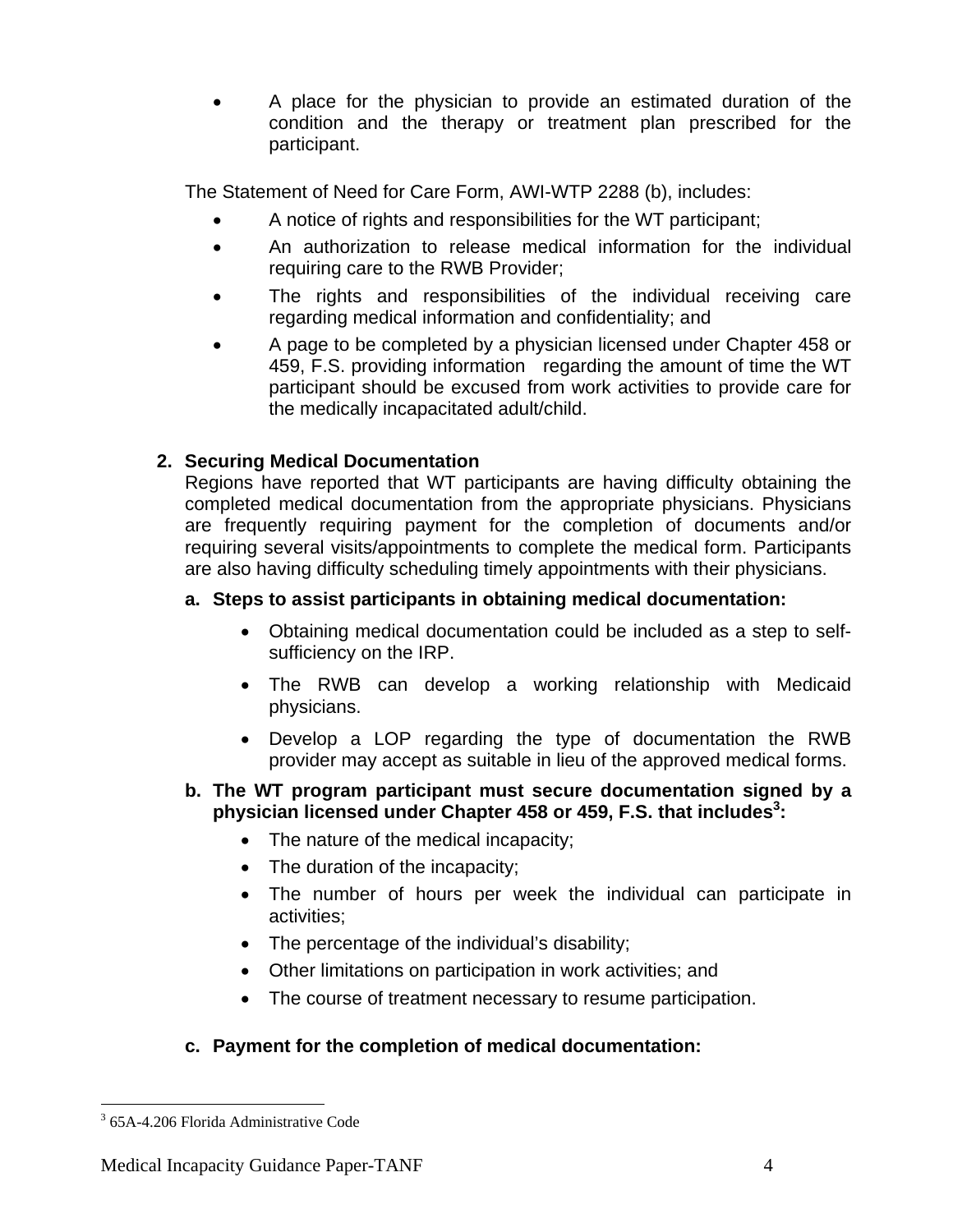- A place for the physician to provide an estimated duration of the condition and the therapy or treatment plan prescribed for the participant.

The Statement of Need for Care Form, AWI-WTP 2288 (b), includes:

- A notice of rights and responsibilities for the WT participant;
- An authorization to release medical information for the individual requiring care to the RWB Provider;
- The rights and responsibilities of the individual receiving care regarding medical information and confidentiality; and
- A page to be completed by a physician licensed under Chapter 458 or 459, F.S. providing information regarding the amount of time the WT participant should be excused from work activities to provide care for the medically incapacitated adult/child.

**2. Securing Medical Documentation**

Regions have reported that WT participants are having difficulty obtaining the completed medical documentation from the appropriate physicians. Physicians are frequently requiring payment for the completion of documents and/or requiring several visits/appointments to complete the medical form. Participants are also having difficulty scheduling timely appointments with their physicians.

**a. Steps to assist participants in obtaining medical documentation:**

- Obtaining medical documentation could be included as a step to self-sufficiency on the IRP.
- The RWB can develop a working relationship with Medicaid physicians.
- Develop a LOP regarding the type of documentation the RWB provider may accept as suitable in lieu of the approved medical forms.

**b. The WT program participant must secure documentation signed by a physician licensed under Chapter 458 or 459, F.S. that includes[3]:**

- The nature of the medical incapacity;
- The duration of the incapacity;
- The number of hours per week the individual can participate in activities;
- The percentage of the individual's disability;
- Other limitations on participation in work activities; and
- The course of treatment necessary to resume participation.

**c. Payment for the completion of medical documentation:**

[3] 65A-4.206 Florida Administrative Code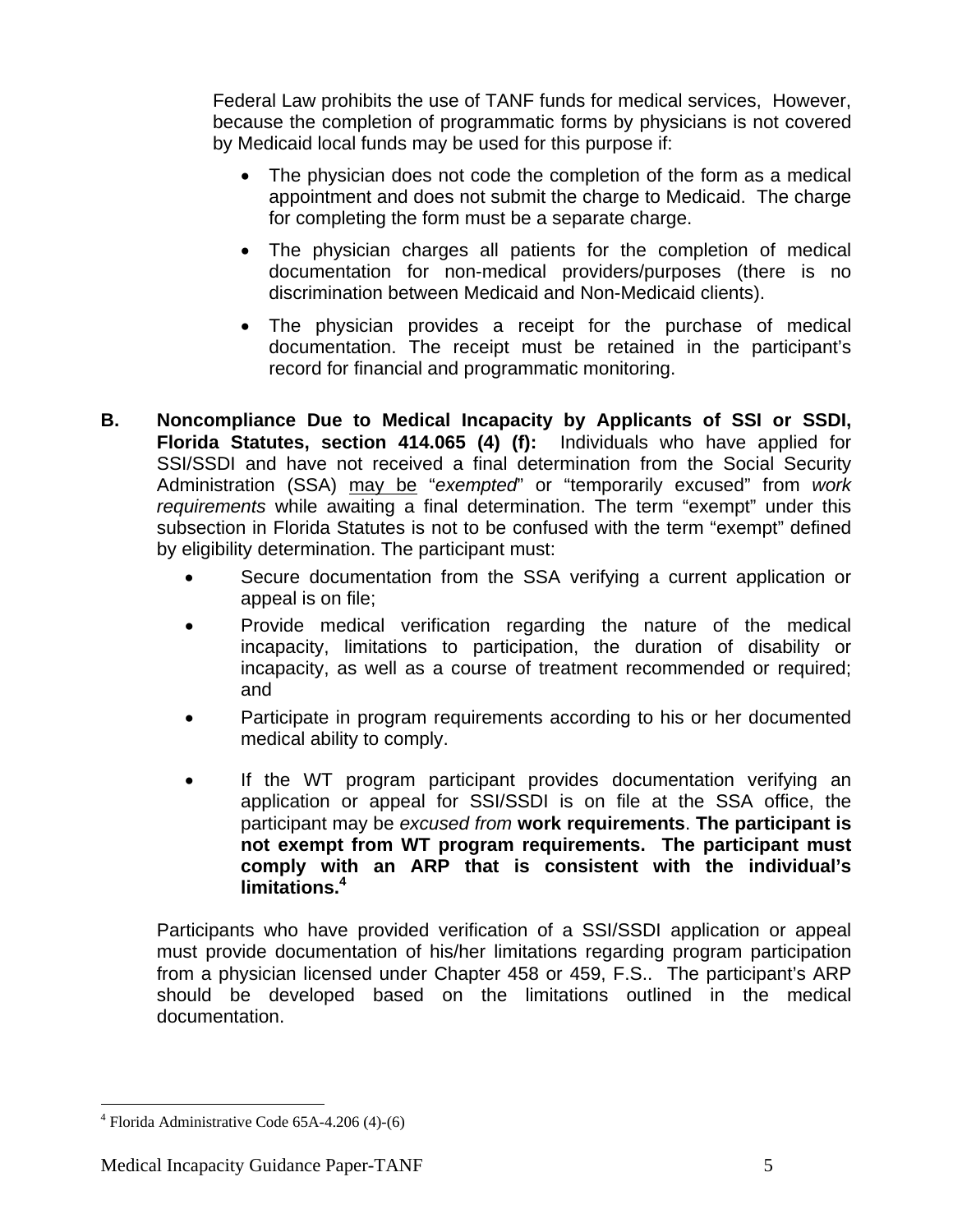Federal Law prohibits the use of TANF funds for medical services, However, because the completion of programmatic forms by physicians is not covered by Medicaid local funds may be used for this purpose if:

- The physician does not code the completion of the form as a medical appointment and does not submit the charge to Medicaid. The charge for completing the form must be a separate charge.
- The physician charges all patients for the completion of medical documentation for non-medical providers/purposes (there is no discrimination between Medicaid and Non-Medicaid clients).
- The physician provides a receipt for the purchase of medical documentation. The receipt must be retained in the participant's record for financial and programmatic monitoring.

**B. Noncompliance Due to Medical Incapacity by Applicants of SSI or SSDI, Florida Statutes, section 414.065 (4) (f):** Individuals who have applied for SSI/SSDI and have not received a final determination from the Social Security Administration (SSA) <u>may be</u> "*exempted*" or "temporarily excused" from *work requirements* while awaiting a final determination. The term "exempt" under this subsection in Florida Statutes is not to be confused with the term "exempt" defined by eligibility determination. The participant must:

- Secure documentation from the SSA verifying a current application or appeal is on file;
- Provide medical verification regarding the nature of the medical incapacity, limitations to participation, the duration of disability or incapacity, as well as a course of treatment recommended or required; and
- Participate in program requirements according to his or her documented medical ability to comply.
- If the WT program participant provides documentation verifying an application or appeal for SSI/SSDI is on file at the SSA office, the participant may be *excused from* **work requirements**. **The participant is not exempt from WT program requirements. The participant must comply with an ARP that is consistent with the individual's limitations.**[4]

Participants who have provided verification of a SSI/SSDI application or appeal must provide documentation of his/her limitations regarding program participation from a physician licensed under Chapter 458 or 459, F.S.. The participant's ARP should be developed based on the limitations outlined in the medical documentation.

[4] Florida Administrative Code 65A-4.206 (4)-(6)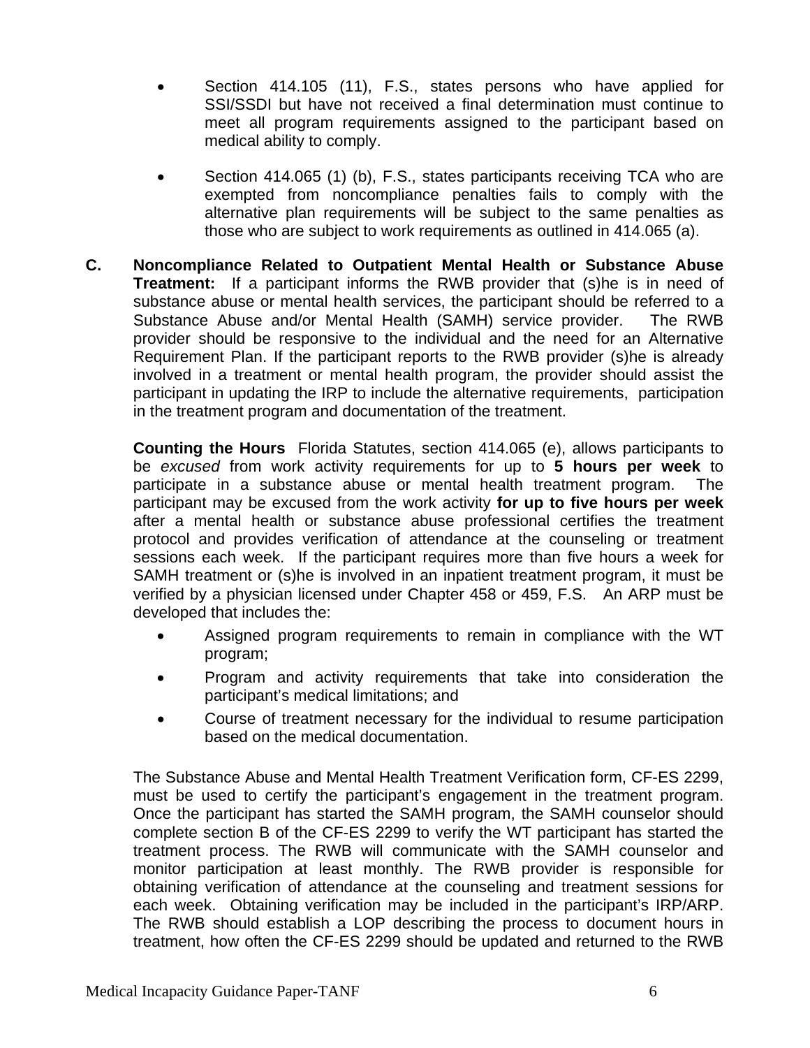- Section 414.105 (11), F.S., states persons who have applied for SSI/SSDI but have not received a final determination must continue to meet all program requirements assigned to the participant based on medical ability to comply.

- Section 414.065 (1) (b), F.S., states participants receiving TCA who are exempted from noncompliance penalties fails to comply with the alternative plan requirements will be subject to the same penalties as those who are subject to work requirements as outlined in 414.065 (a).

**C. Noncompliance Related to Outpatient Mental Health or Substance Abuse Treatment:** If a participant informs the RWB provider that (s)he is in need of substance abuse or mental health services, the participant should be referred to a Substance Abuse and/or Mental Health (SAMH) service provider. The RWB provider should be responsive to the individual and the need for an Alternative Requirement Plan. If the participant reports to the RWB provider (s)he is already involved in a treatment or mental health program, the provider should assist the participant in updating the IRP to include the alternative requirements, participation in the treatment program and documentation of the treatment.

**Counting the Hours** Florida Statutes, section 414.065 (e), allows participants to be *excused* from work activity requirements for up to **5 hours per week** to participate in a substance abuse or mental health treatment program. The participant may be excused from the work activity **for up to five hours per week** after a mental health or substance abuse professional certifies the treatment protocol and provides verification of attendance at the counseling or treatment sessions each week. If the participant requires more than five hours a week for SAMH treatment or (s)he is involved in an inpatient treatment program, it must be verified by a physician licensed under Chapter 458 or 459, F.S. An ARP must be developed that includes the:

- Assigned program requirements to remain in compliance with the WT program;
- Program and activity requirements that take into consideration the participant's medical limitations; and
- Course of treatment necessary for the individual to resume participation based on the medical documentation.

The Substance Abuse and Mental Health Treatment Verification form, CF-ES 2299, must be used to certify the participant's engagement in the treatment program. Once the participant has started the SAMH program, the SAMH counselor should complete section B of the CF-ES 2299 to verify the WT participant has started the treatment process. The RWB will communicate with the SAMH counselor and monitor participation at least monthly. The RWB provider is responsible for obtaining verification of attendance at the counseling and treatment sessions for each week. Obtaining verification may be included in the participant's IRP/ARP. The RWB should establish a LOP describing the process to document hours in treatment, how often the CF-ES 2299 should be updated and returned to the RWB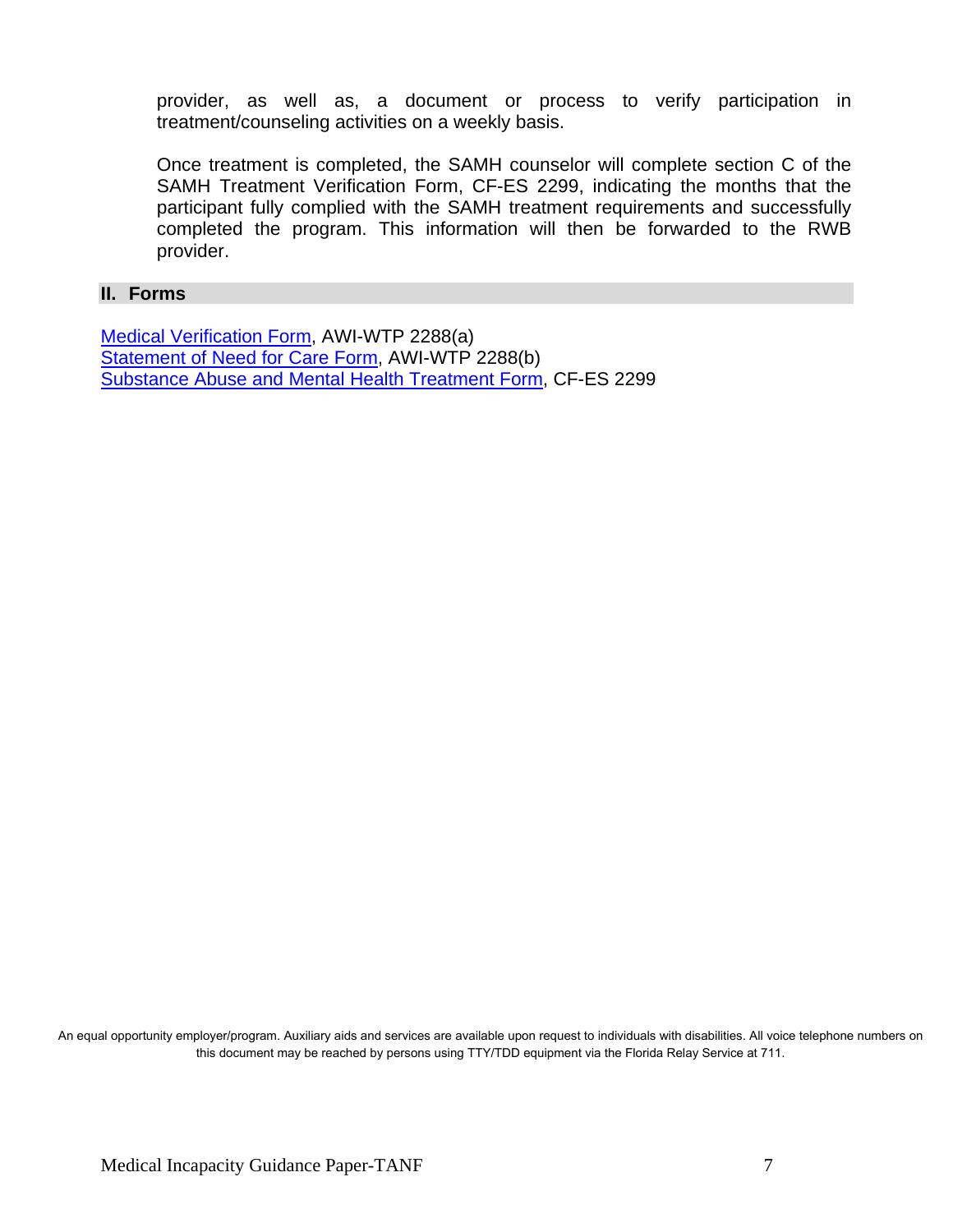provider, as well as, a document or process to verify participation in treatment/counseling activities on a weekly basis.

Once treatment is completed, the SAMH counselor will complete section C of the SAMH Treatment Verification Form, CF-ES 2299, indicating the months that the participant fully complied with the SAMH treatment requirements and successfully completed the program. This information will then be forwarded to the RWB provider.

## II. Forms

Medical Verification Form, AWI-WTP 2288(a)
Statement of Need for Care Form, AWI-WTP 2288(b)
Substance Abuse and Mental Health Treatment Form, CF-ES 2299

An equal opportunity employer/program. Auxiliary aids and services are available upon request to individuals with disabilities. All voice telephone numbers on this document may be reached by persons using TTY/TDD equipment via the Florida Relay Service at 711.